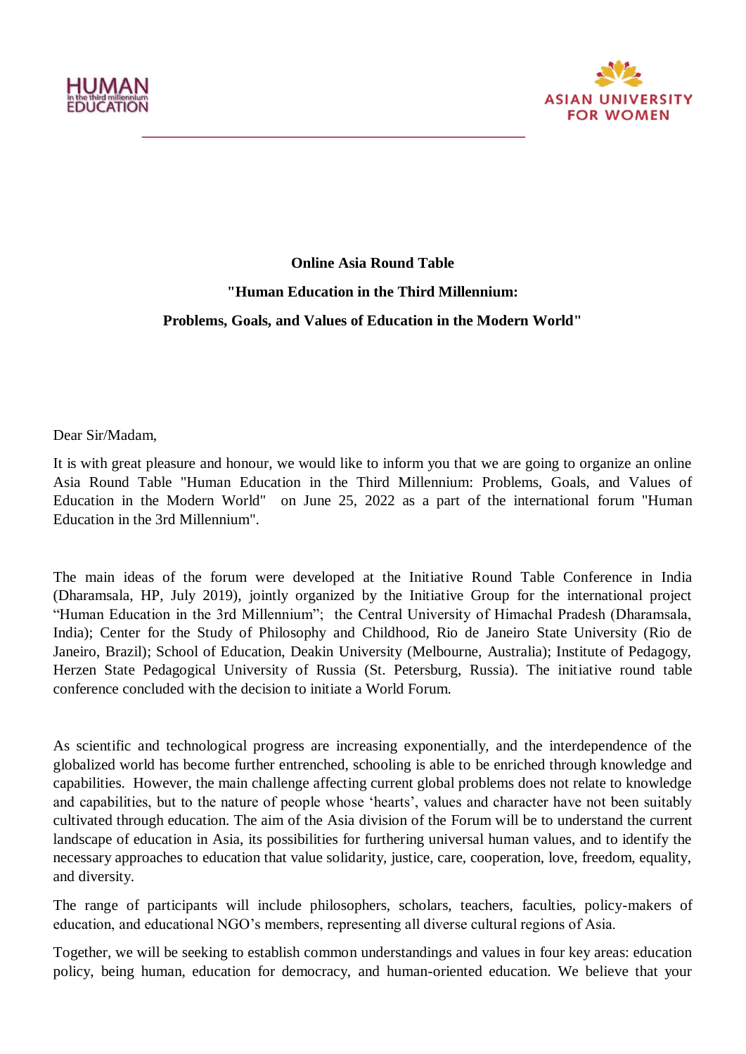HUMAN in the third millennium EDUCATION

ASIAN UNIVERSITY FOR WOMEN

**Online Asia Round Table**

**"Human Education in the Third Millennium:**

**Problems, Goals, and Values of Education in the Modern World"**

Dear Sir/Madam,

It is with great pleasure and honour, we would like to inform you that we are going to organize an online Asia Round Table "Human Education in the Third Millennium: Problems, Goals, and Values of Education in the Modern World" on June 25, 2022 as a part of the international forum "Human Education in the 3rd Millennium".

The main ideas of the forum were developed at the Initiative Round Table Conference in India (Dharamsala, HP, July 2019), jointly organized by the Initiative Group for the international project "Human Education in the 3rd Millennium"; the Central University of Himachal Pradesh (Dharamsala, India); Center for the Study of Philosophy and Childhood, Rio de Janeiro State University (Rio de Janeiro, Brazil); School of Education, Deakin University (Melbourne, Australia); Institute of Pedagogy, Herzen State Pedagogical University of Russia (St. Petersburg, Russia). The initiative round table conference concluded with the decision to initiate a World Forum.

As scientific and technological progress are increasing exponentially, and the interdependence of the globalized world has become further entrenched, schooling is able to be enriched through knowledge and capabilities. However, the main challenge affecting current global problems does not relate to knowledge and capabilities, but to the nature of people whose 'hearts', values and character have not been suitably cultivated through education. The aim of the Asia division of the Forum will be to understand the current landscape of education in Asia, its possibilities for furthering universal human values, and to identify the necessary approaches to education that value solidarity, justice, care, cooperation, love, freedom, equality, and diversity.

The range of participants will include philosophers, scholars, teachers, faculties, policy-makers of education, and educational NGO's members, representing all diverse cultural regions of Asia.

Together, we will be seeking to establish common understandings and values in four key areas: education policy, being human, education for democracy, and human-oriented education. We believe that your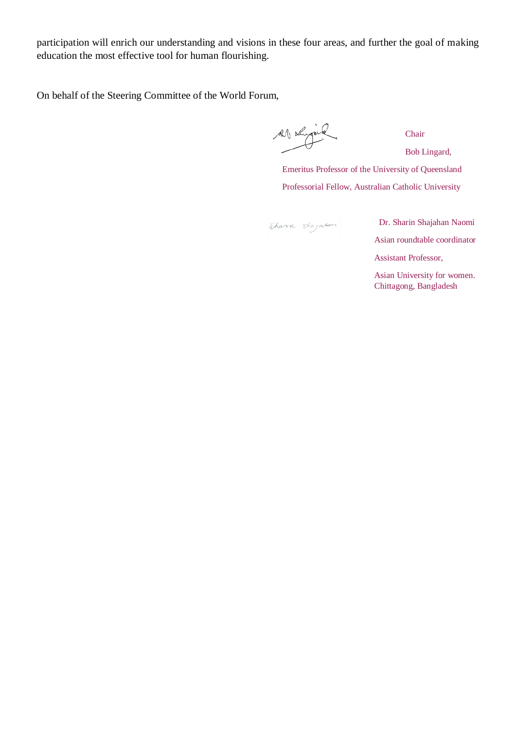participation will enrich our understanding and visions in these four areas, and further the goal of making education the most effective tool for human flourishing.

On behalf of the Steering Committee of the World Forum,

Chair

Bob Lingard,

Emeritus Professor of the University of Queensland

Professorial Fellow, Australian Catholic University

Dr. Sharin Shajahan Naomi

Asian roundtable coordinator

Assistant Professor,

Asian University for women.
Chittagong, Bangladesh